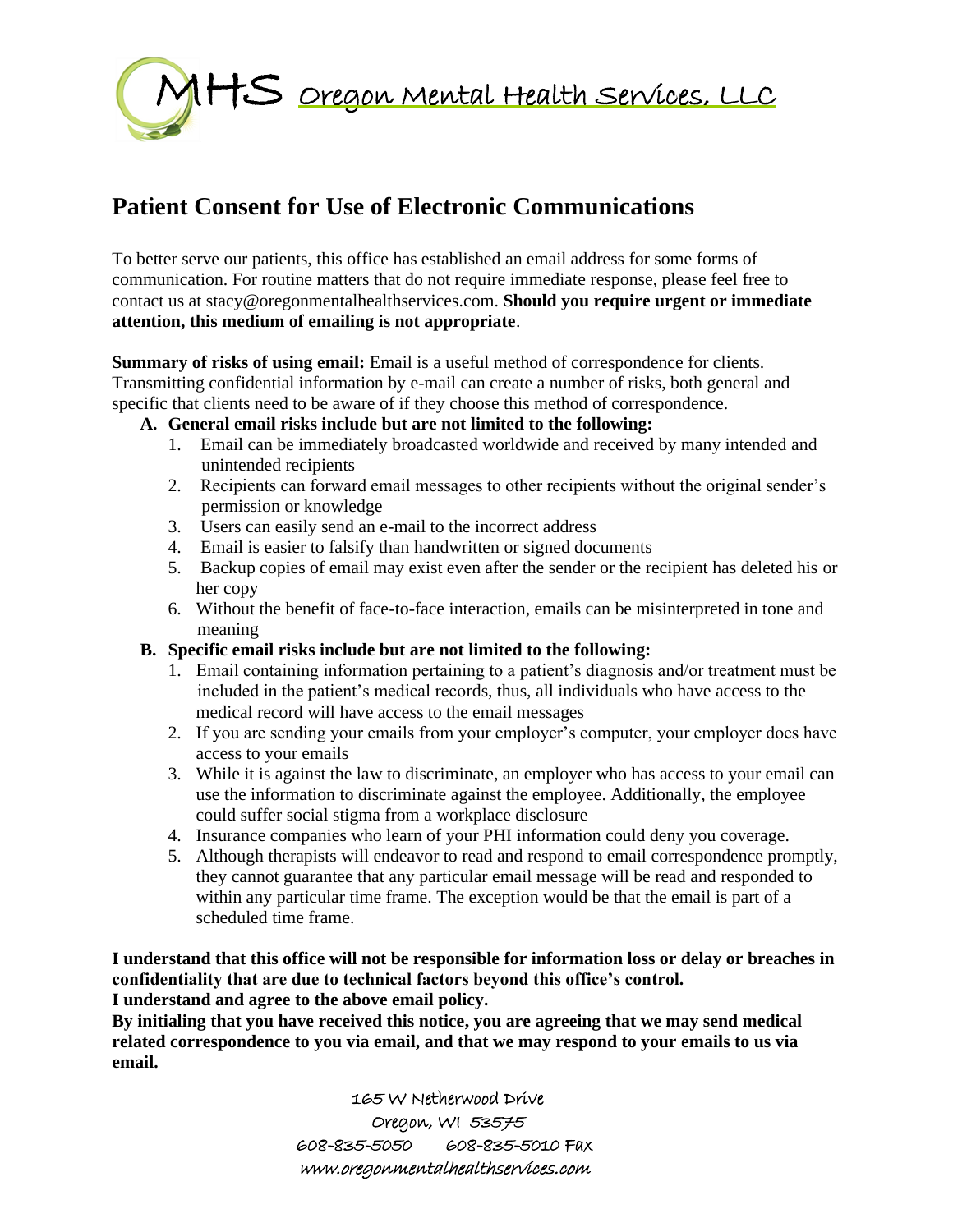MHS Oregon Mental Health Services, LLC

# Patient Consent for Use of Electronic Communications

To better serve our patients, this office has established an email address for some forms of communication. For routine matters that do not require immediate response, please feel free to contact us at stacy@oregonmentalhealthservices.com. **Should you require urgent or immediate attention, this medium of emailing is not appropriate**.

**Summary of risks of using email:** Email is a useful method of correspondence for clients. Transmitting confidential information by e-mail can create a number of risks, both general and specific that clients need to be aware of if they choose this method of correspondence.

**A. General email risks include but are not limited to the following:**

1. Email can be immediately broadcasted worldwide and received by many intended and unintended recipients
2. Recipients can forward email messages to other recipients without the original sender's permission or knowledge
3. Users can easily send an e-mail to the incorrect address
4. Email is easier to falsify than handwritten or signed documents
5. Backup copies of email may exist even after the sender or the recipient has deleted his or her copy
6. Without the benefit of face-to-face interaction, emails can be misinterpreted in tone and meaning

**B. Specific email risks include but are not limited to the following:**

1. Email containing information pertaining to a patient's diagnosis and/or treatment must be included in the patient's medical records, thus, all individuals who have access to the medical record will have access to the email messages
2. If you are sending your emails from your employer's computer, your employer does have access to your emails
3. While it is against the law to discriminate, an employer who has access to your email can use the information to discriminate against the employee. Additionally, the employee could suffer social stigma from a workplace disclosure
4. Insurance companies who learn of your PHI information could deny you coverage.
5. Although therapists will endeavor to read and respond to email correspondence promptly, they cannot guarantee that any particular email message will be read and responded to within any particular time frame. The exception would be that the email is part of a scheduled time frame.

**I understand that this office will not be responsible for information loss or delay or breaches in confidentiality that are due to technical factors beyond this office's control.**
**I understand and agree to the above email policy.**
**By initialing that you have received this notice, you are agreeing that we may send medical related correspondence to you via email, and that we may respond to your emails to us via email.**

165 W Netherwood Drive
Oregon, WI 53575
608-835-5050 608-835-5010 Fax
www.oregonmentalhealthservices.com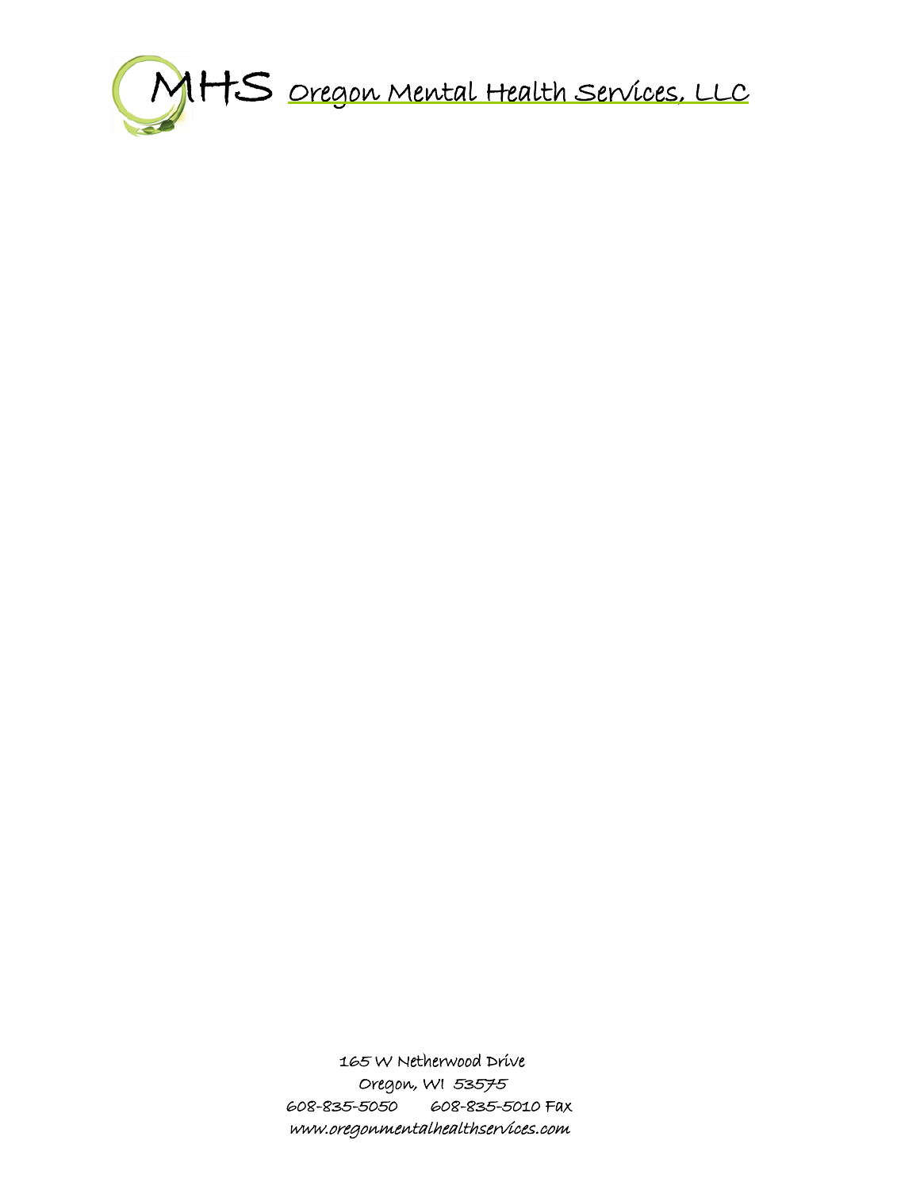MHS Oregon Mental Health Services, LLC

165 W Netherwood Drive
Oregon, WI 53575
608-835-5050 608-835-5010 Fax
www.oregonmentalhealthservices.com